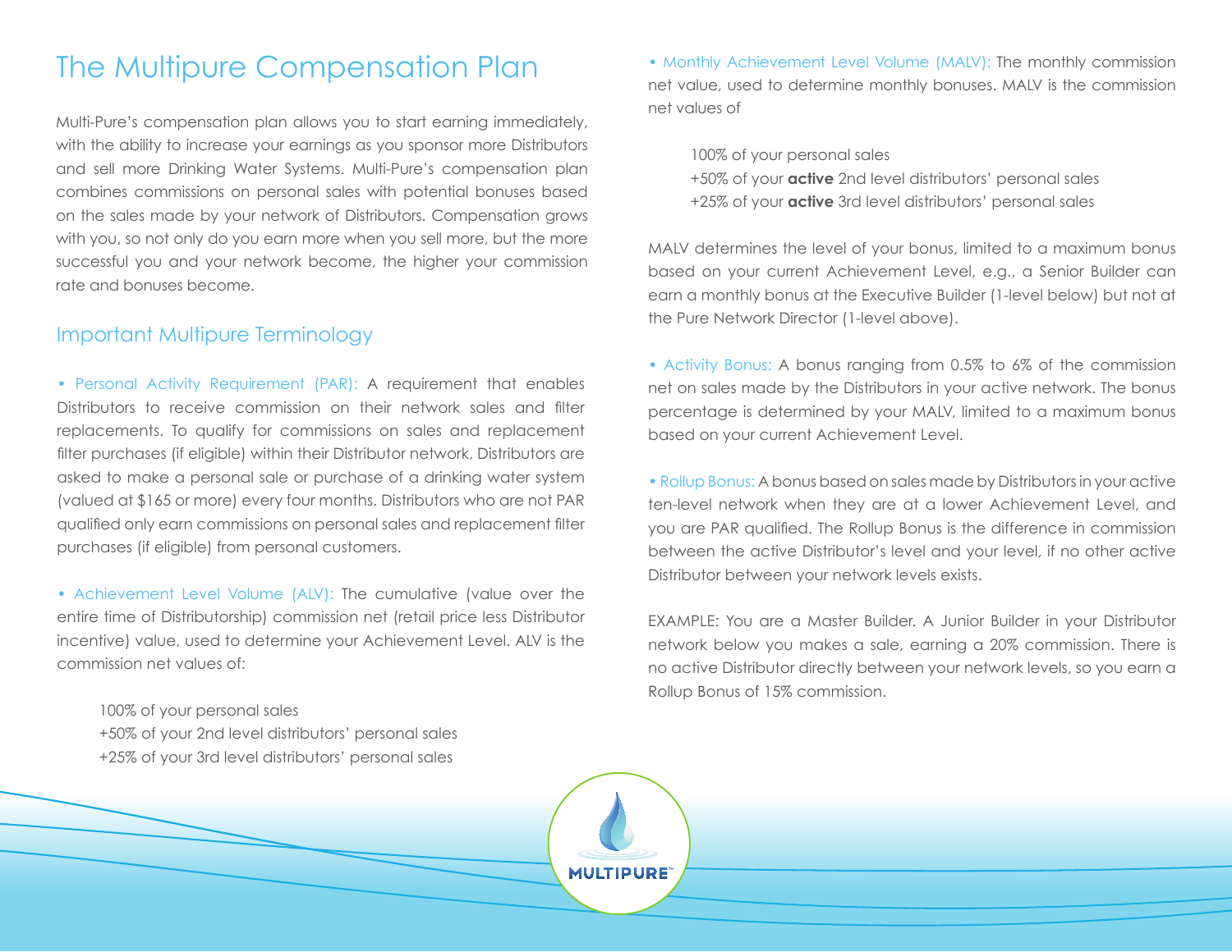# The Multipure Compensation Plan

Multi-Pure's compensation plan allows you to start earning immediately, with the ability to increase your earnings as you sponsor more Distributors and sell more Drinking Water Systems. Multi-Pure's compensation plan combines commissions on personal sales with potential bonuses based on the sales made by your network of Distributors. Compensation grows with you, so not only do you earn more when you sell more, but the more successful you and your network become, the higher your commission rate and bonuses become.

## Important Multipure Terminology

- **Personal Activity Requirement (PAR):** A requirement that enables Distributors to receive commission on their network sales and filter replacements. To qualify for commissions on sales and replacement filter purchases (if eligible) within their Distributor network, Distributors are asked to make a personal sale or purchase of a drinking water system (valued at $165 or more) every four months. Distributors who are not PAR qualified only earn commissions on personal sales and replacement filter purchases (if eligible) from personal customers.

- **Achievement Level Volume (ALV):** The cumulative (value over the entire time of Distributorship) commission net (retail price less Distributor incentive) value, used to determine your Achievement Level. ALV is the commission net values of:

  100% of your personal sales
  +50% of your 2nd level distributors' personal sales
  +25% of your 3rd level distributors' personal sales

- **Monthly Achievement Level Volume (MALV):** The monthly commission net value, used to determine monthly bonuses. MALV is the commission net values of

  100% of your personal sales
  +50% of your **active** 2nd level distributors' personal sales
  +25% of your **active** 3rd level distributors' personal sales

MALV determines the level of your bonus, limited to a maximum bonus based on your current Achievement Level, e.g., a Senior Builder can earn a monthly bonus at the Executive Builder (1-level below) but not at the Pure Network Director (1-level above).

- **Activity Bonus:** A bonus ranging from 0.5% to 6% of the commission net on sales made by the Distributors in your active network. The bonus percentage is determined by your MALV, limited to a maximum bonus based on your current Achievement Level.

- **Rollup Bonus:** A bonus based on sales made by Distributors in your active ten-level network when they are at a lower Achievement Level, and you are PAR qualified. The Rollup Bonus is the difference in commission between the active Distributor's level and your level, if no other active Distributor between your network levels exists.

EXAMPLE: You are a Master Builder. A Junior Builder in your Distributor network below you makes a sale, earning a 20% commission. There is no active Distributor directly between your network levels, so you earn a Rollup Bonus of 15% commission.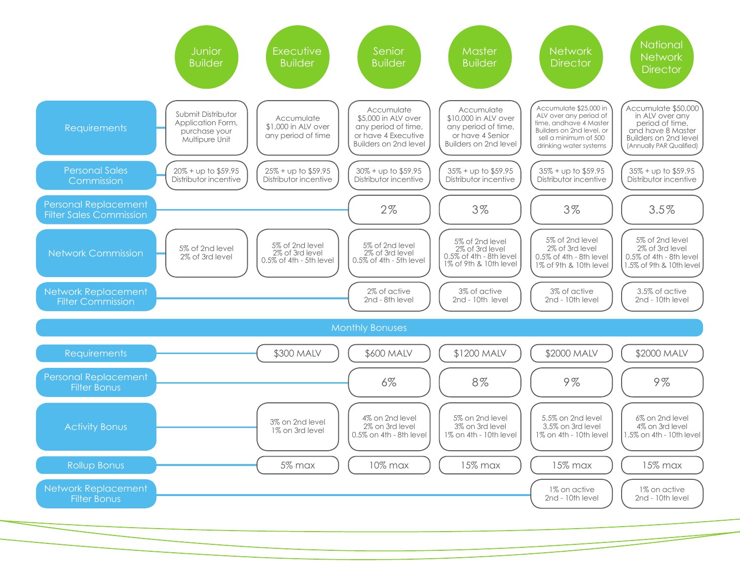| | Junior Builder | Executive Builder | Senior Builder | Master Builder | Network Director | National Network Director |
|---|---|---|---|---|---|---|
| Requirements | Submit Distributor Application Form, purchase your Multipure Unit | Accumulate $1,000 in ALV over any period of time | Accumulate $5,000 in ALV over any period of time, or have 4 Executive Builders on 2nd level | Accumulate $10,000 in ALV over any period of time, or have 4 Senior Builders on 2nd level | Accumulate $25,000 in ALV over any period of time, andhave 4 Master Builders on 2nd level, or sell a minimum of 500 drinking water systems | Accumulate $50,000 in ALV over any period of time, and have 8 Master Builders on 2nd level (Annually PAR Qualified) |
| Personal Sales Commission | 20% + up to $59.95 Distributor incentive | 25% + up to $59.95 Distributor incentive | 30% + up to $59.95 Distributor incentive | 35% + up to $59.95 Distributor incentive | 35% + up to $59.95 Distributor incentive | 35% + up to $59.95 Distributor incentive |
| Personal Replacement Filter Sales Commission | | | 2% | 3% | 3% | 3.5% |
| Network Commission | 5% of 2nd level<br>2% of 3rd level | 5% of 2nd level<br>2% of 3rd level<br>0.5% of 4th - 5th level | 5% of 2nd level<br>2% of 3rd level<br>0.5% of 4th - 5th level | 5% of 2nd level<br>2% of 3rd level<br>0.5% of 4th - 8th level<br>1% of 9th & 10th level | 5% of 2nd level<br>2% of 3rd level<br>0.5% of 4th - 8th level<br>1% of 9th & 10th level | 5% of 2nd level<br>2% of 3rd level<br>0.5% of 4th - 8th level<br>1.5% of 9th & 10th level |
| Network Replacement Filter Commission | | | 2% of active 2nd - 8th level | 3% of active 2nd - 10th level | 3% of active 2nd - 10th level | 3.5% of active 2nd - 10th level |
| **Monthly Bonuses** | | | | | | |
| Requirements | | $300 MALV | $600 MALV | $1200 MALV | $2000 MALV | $2000 MALV |
| Personal Replacement Filter Bonus | | | 6% | 8% | 9% | 9% |
| Activity Bonus | | 3% on 2nd level<br>1% on 3rd level | 4% on 2nd level<br>2% on 3rd level<br>0.5% on 4th - 8th level | 5% on 2nd level<br>3% on 3rd level<br>1% on 4th - 10th level | 5.5% on 2nd level<br>3.5% on 3rd level<br>1% on 4th - 10th level | 6% on 2nd level<br>4% on 3rd level<br>1.5% on 4th - 10th level |
| Rollup Bonus | | 5% max | 10% max | 15% max | 15% max | 15% max |
| Network Replacement Filter Bonus | | | | | 1% on active 2nd - 10th level | 1% on active 2nd - 10th level |